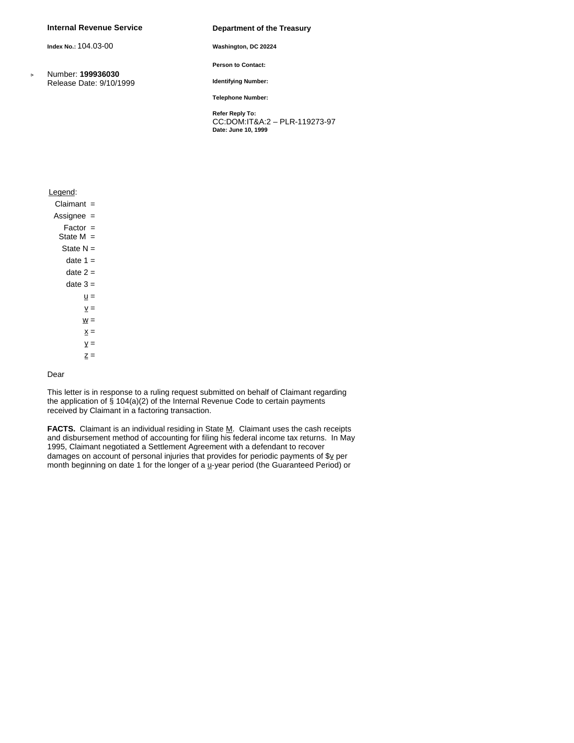**Internal Revenue Service**

**Index No.:** 104.03-00

Number: **199936030**
Release Date: 9/10/1999

**Department of the Treasury**

**Washington, DC 20224**

**Person to Contact:**

**Identifying Number:**

**Telephone Number:**

**Refer Reply To:**
CC:DOM:IT&A:2 – PLR-119273-97
**Date: June 10, 1999**

Legend:

Claimant =
Assignee =
Factor =
State M =
State N =
date 1 =
date 2 =
date 3 =
u =
v =
w =
x =
y =
z =

Dear

This letter is in response to a ruling request submitted on behalf of Claimant regarding the application of § 104(a)(2) of the Internal Revenue Code to certain payments received by Claimant in a factoring transaction.

**FACTS.** Claimant is an individual residing in State M. Claimant uses the cash receipts and disbursement method of accounting for filing his federal income tax returns. In May 1995, Claimant negotiated a Settlement Agreement with a defendant to recover damages on account of personal injuries that provides for periodic payments of $v per month beginning on date 1 for the longer of a u-year period (the Guaranteed Period) or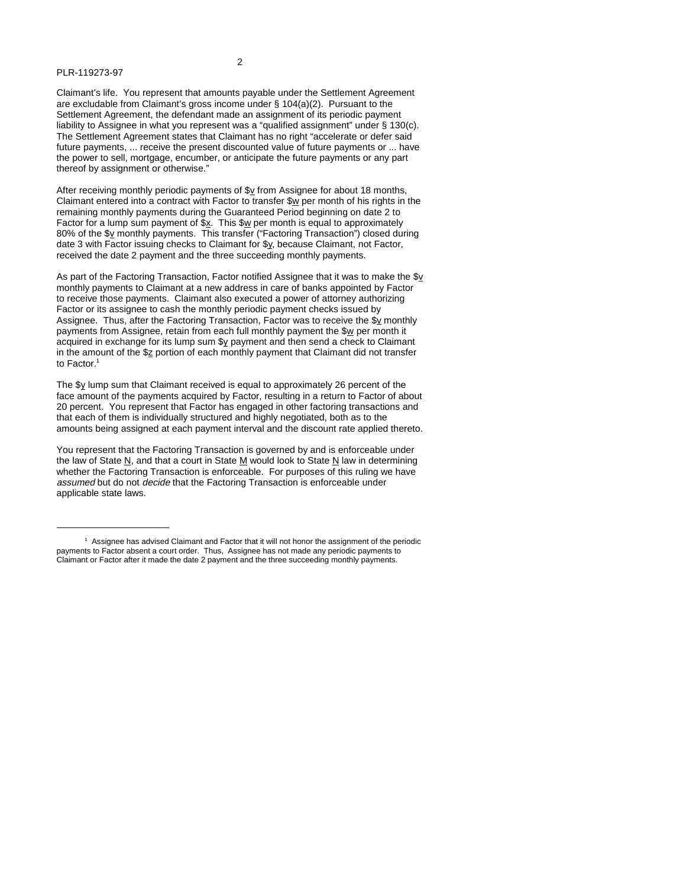Claimant's life. You represent that amounts payable under the Settlement Agreement are excludable from Claimant's gross income under § 104(a)(2). Pursuant to the Settlement Agreement, the defendant made an assignment of its periodic payment liability to Assignee in what you represent was a "qualified assignment" under § 130(c). The Settlement Agreement states that Claimant has no right "accelerate or defer said future payments, ... receive the present discounted value of future payments or ... have the power to sell, mortgage, encumber, or anticipate the future payments or any part thereof by assignment or otherwise."

After receiving monthly periodic payments of $v from Assignee for about 18 months, Claimant entered into a contract with Factor to transfer $w per month of his rights in the remaining monthly payments during the Guaranteed Period beginning on date 2 to Factor for a lump sum payment of $x. This $w per month is equal to approximately 80% of the $v monthly payments. This transfer ("Factoring Transaction") closed during date 3 with Factor issuing checks to Claimant for $y, because Claimant, not Factor, received the date 2 payment and the three succeeding monthly payments.

As part of the Factoring Transaction, Factor notified Assignee that it was to make the $v monthly payments to Claimant at a new address in care of banks appointed by Factor to receive those payments. Claimant also executed a power of attorney authorizing Factor or its assignee to cash the monthly periodic payment checks issued by Assignee. Thus, after the Factoring Transaction, Factor was to receive the $v monthly payments from Assignee, retain from each full monthly payment the $w per month it acquired in exchange for its lump sum $y payment and then send a check to Claimant in the amount of the $z portion of each monthly payment that Claimant did not transfer to Factor.[1]

The $y lump sum that Claimant received is equal to approximately 26 percent of the face amount of the payments acquired by Factor, resulting in a return to Factor of about 20 percent. You represent that Factor has engaged in other factoring transactions and that each of them is individually structured and highly negotiated, both as to the amounts being assigned at each payment interval and the discount rate applied thereto.

You represent that the Factoring Transaction is governed by and is enforceable under the law of State N, and that a court in State M would look to State N law in determining whether the Factoring Transaction is enforceable. For purposes of this ruling we have *assumed* but do not *decide* that the Factoring Transaction is enforceable under applicable state laws.

---

[1] Assignee has advised Claimant and Factor that it will not honor the assignment of the periodic payments to Factor absent a court order. Thus, Assignee has not made any periodic payments to Claimant or Factor after it made the date 2 payment and the three succeeding monthly payments.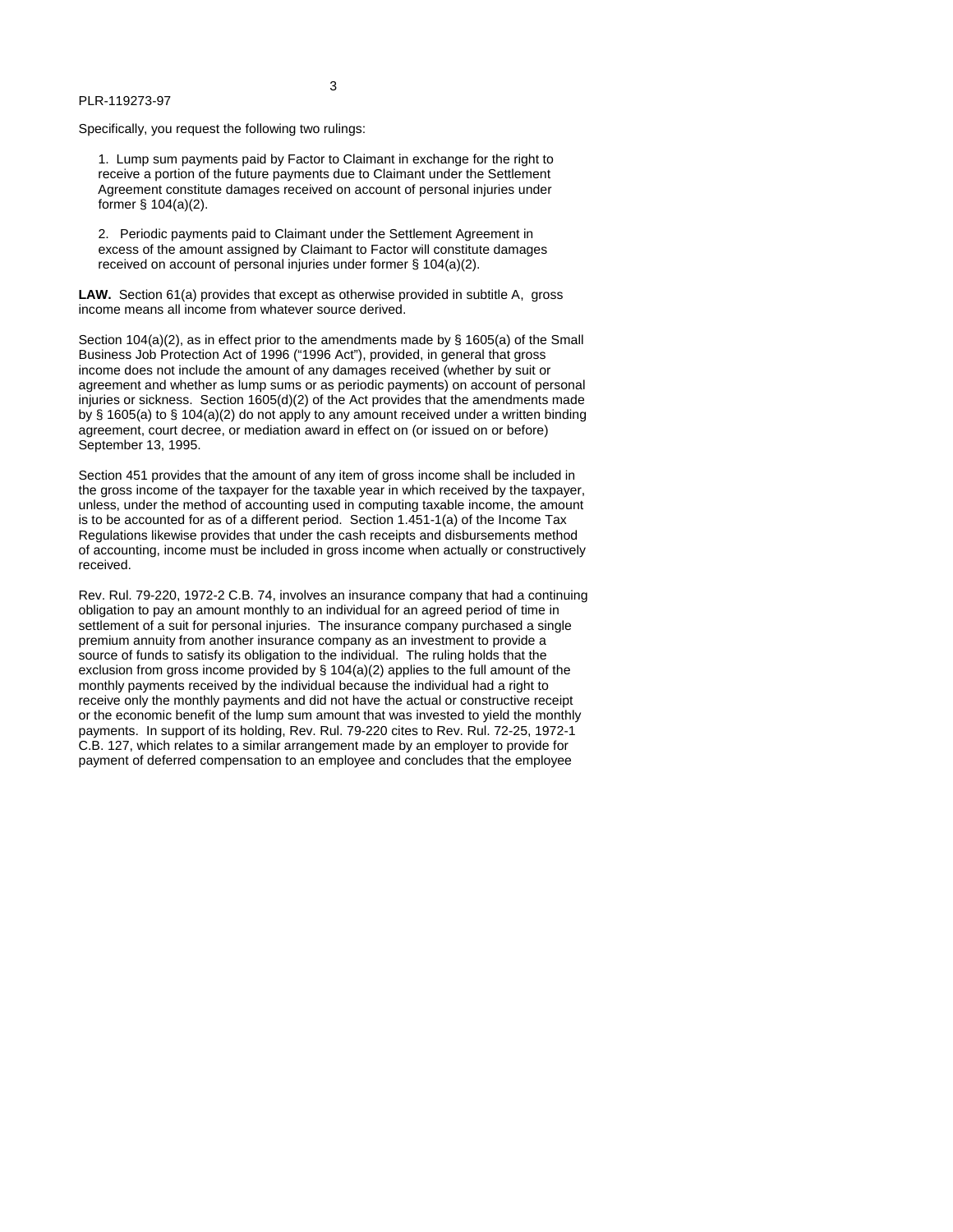Specifically, you request the following two rulings:

1. Lump sum payments paid by Factor to Claimant in exchange for the right to receive a portion of the future payments due to Claimant under the Settlement Agreement constitute damages received on account of personal injuries under former § 104(a)(2).

2. Periodic payments paid to Claimant under the Settlement Agreement in excess of the amount assigned by Claimant to Factor will constitute damages received on account of personal injuries under former § 104(a)(2).

**LAW.** Section 61(a) provides that except as otherwise provided in subtitle A, gross income means all income from whatever source derived.

Section 104(a)(2), as in effect prior to the amendments made by § 1605(a) of the Small Business Job Protection Act of 1996 ("1996 Act"), provided, in general that gross income does not include the amount of any damages received (whether by suit or agreement and whether as lump sums or as periodic payments) on account of personal injuries or sickness. Section 1605(d)(2) of the Act provides that the amendments made by § 1605(a) to § 104(a)(2) do not apply to any amount received under a written binding agreement, court decree, or mediation award in effect on (or issued on or before) September 13, 1995.

Section 451 provides that the amount of any item of gross income shall be included in the gross income of the taxpayer for the taxable year in which received by the taxpayer, unless, under the method of accounting used in computing taxable income, the amount is to be accounted for as of a different period. Section 1.451-1(a) of the Income Tax Regulations likewise provides that under the cash receipts and disbursements method of accounting, income must be included in gross income when actually or constructively received.

Rev. Rul. 79-220, 1972-2 C.B. 74, involves an insurance company that had a continuing obligation to pay an amount monthly to an individual for an agreed period of time in settlement of a suit for personal injuries. The insurance company purchased a single premium annuity from another insurance company as an investment to provide a source of funds to satisfy its obligation to the individual. The ruling holds that the exclusion from gross income provided by § 104(a)(2) applies to the full amount of the monthly payments received by the individual because the individual had a right to receive only the monthly payments and did not have the actual or constructive receipt or the economic benefit of the lump sum amount that was invested to yield the monthly payments. In support of its holding, Rev. Rul. 79-220 cites to Rev. Rul. 72-25, 1972-1 C.B. 127, which relates to a similar arrangement made by an employer to provide for payment of deferred compensation to an employee and concludes that the employee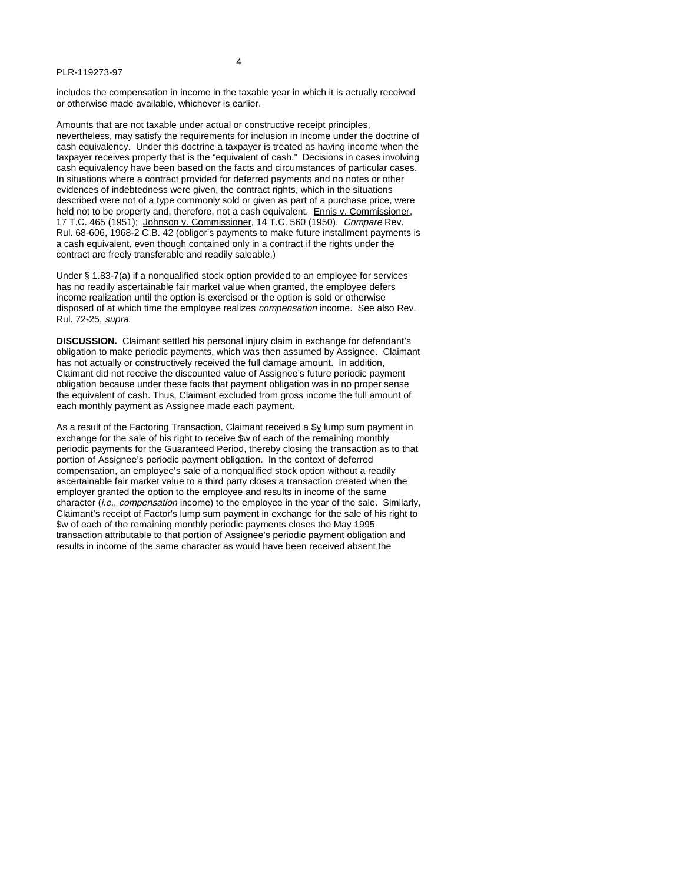includes the compensation in income in the taxable year in which it is actually received or otherwise made available, whichever is earlier.

Amounts that are not taxable under actual or constructive receipt principles, nevertheless, may satisfy the requirements for inclusion in income under the doctrine of cash equivalency. Under this doctrine a taxpayer is treated as having income when the taxpayer receives property that is the "equivalent of cash." Decisions in cases involving cash equivalency have been based on the facts and circumstances of particular cases. In situations where a contract provided for deferred payments and no notes or other evidences of indebtedness were given, the contract rights, which in the situations described were not of a type commonly sold or given as part of a purchase price, were held not to be property and, therefore, not a cash equivalent. Ennis v. Commissioner, 17 T.C. 465 (1951); Johnson v. Commissioner, 14 T.C. 560 (1950). *Compare* Rev. Rul. 68-606, 1968-2 C.B. 42 (obligor's payments to make future installment payments is a cash equivalent, even though contained only in a contract if the rights under the contract are freely transferable and readily saleable.)

Under § 1.83-7(a) if a nonqualified stock option provided to an employee for services has no readily ascertainable fair market value when granted, the employee defers income realization until the option is exercised or the option is sold or otherwise disposed of at which time the employee realizes *compensation* income. See also Rev. Rul. 72-25, *supra.*

**DISCUSSION.** Claimant settled his personal injury claim in exchange for defendant's obligation to make periodic payments, which was then assumed by Assignee. Claimant has not actually or constructively received the full damage amount. In addition, Claimant did not receive the discounted value of Assignee's future periodic payment obligation because under these facts that payment obligation was in no proper sense the equivalent of cash. Thus, Claimant excluded from gross income the full amount of each monthly payment as Assignee made each payment.

As a result of the Factoring Transaction, Claimant received a $y lump sum payment in exchange for the sale of his right to receive $w of each of the remaining monthly periodic payments for the Guaranteed Period, thereby closing the transaction as to that portion of Assignee's periodic payment obligation. In the context of deferred compensation, an employee's sale of a nonqualified stock option without a readily ascertainable fair market value to a third party closes a transaction created when the employer granted the option to the employee and results in income of the same character (*i.e.*, *compensation* income) to the employee in the year of the sale. Similarly, Claimant's receipt of Factor's lump sum payment in exchange for the sale of his right to $w of each of the remaining monthly periodic payments closes the May 1995 transaction attributable to that portion of Assignee's periodic payment obligation and results in income of the same character as would have been received absent the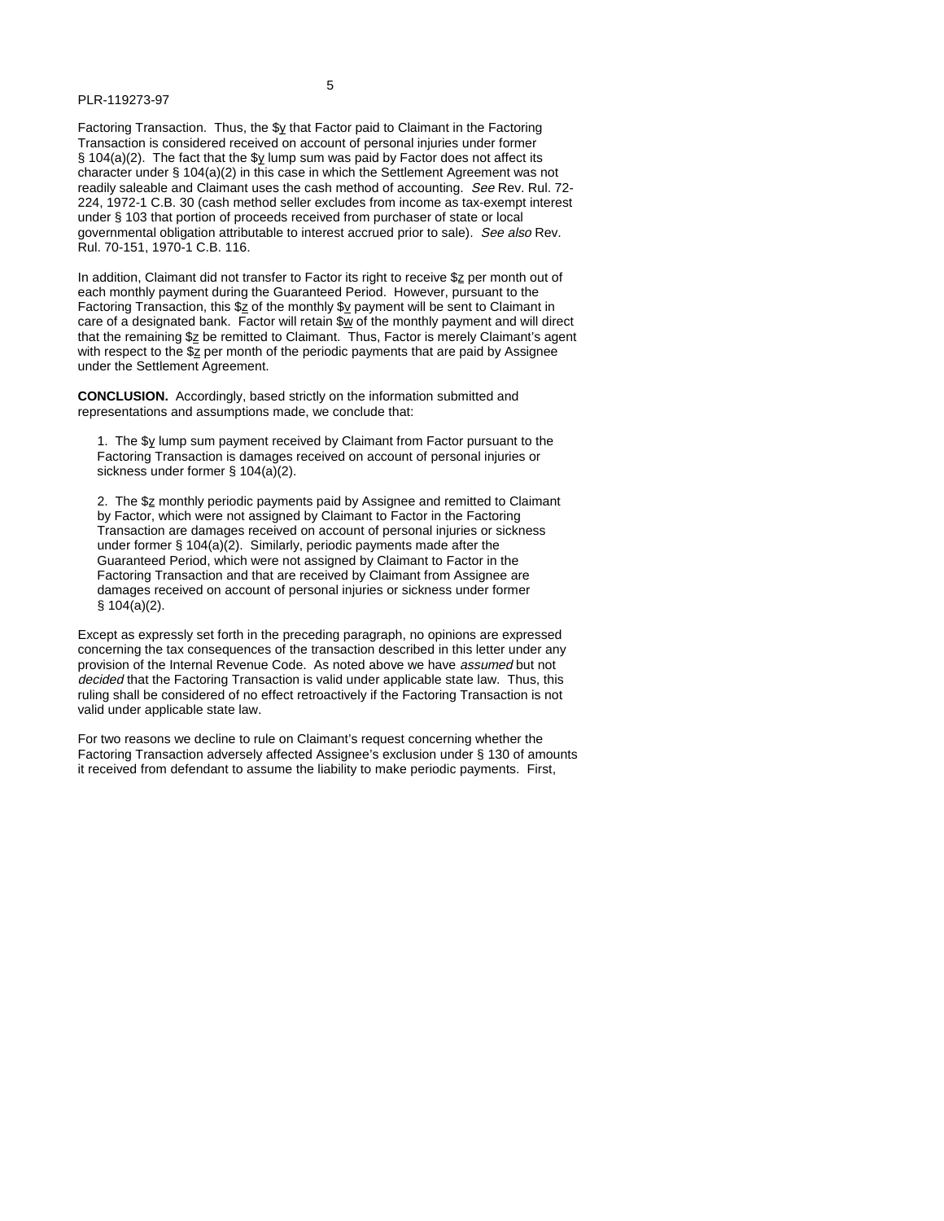Factoring Transaction. Thus, the $y that Factor paid to Claimant in the Factoring Transaction is considered received on account of personal injuries under former § 104(a)(2). The fact that the $y lump sum was paid by Factor does not affect its character under § 104(a)(2) in this case in which the Settlement Agreement was not readily saleable and Claimant uses the cash method of accounting. *See* Rev. Rul. 72-224, 1972-1 C.B. 30 (cash method seller excludes from income as tax-exempt interest under § 103 that portion of proceeds received from purchaser of state or local governmental obligation attributable to interest accrued prior to sale). *See also* Rev. Rul. 70-151, 1970-1 C.B. 116.

In addition, Claimant did not transfer to Factor its right to receive $z per month out of each monthly payment during the Guaranteed Period. However, pursuant to the Factoring Transaction, this $z of the monthly $v payment will be sent to Claimant in care of a designated bank. Factor will retain $w of the monthly payment and will direct that the remaining $z be remitted to Claimant. Thus, Factor is merely Claimant's agent with respect to the $z per month of the periodic payments that are paid by Assignee under the Settlement Agreement.

**CONCLUSION.** Accordingly, based strictly on the information submitted and representations and assumptions made, we conclude that:

1. The $y lump sum payment received by Claimant from Factor pursuant to the Factoring Transaction is damages received on account of personal injuries or sickness under former § 104(a)(2).

2. The $z monthly periodic payments paid by Assignee and remitted to Claimant by Factor, which were not assigned by Claimant to Factor in the Factoring Transaction are damages received on account of personal injuries or sickness under former § 104(a)(2). Similarly, periodic payments made after the Guaranteed Period, which were not assigned by Claimant to Factor in the Factoring Transaction and that are received by Claimant from Assignee are damages received on account of personal injuries or sickness under former § 104(a)(2).

Except as expressly set forth in the preceding paragraph, no opinions are expressed concerning the tax consequences of the transaction described in this letter under any provision of the Internal Revenue Code. As noted above we have *assumed* but not *decided* that the Factoring Transaction is valid under applicable state law. Thus, this ruling shall be considered of no effect retroactively if the Factoring Transaction is not valid under applicable state law.

For two reasons we decline to rule on Claimant's request concerning whether the Factoring Transaction adversely affected Assignee's exclusion under § 130 of amounts it received from defendant to assume the liability to make periodic payments. First,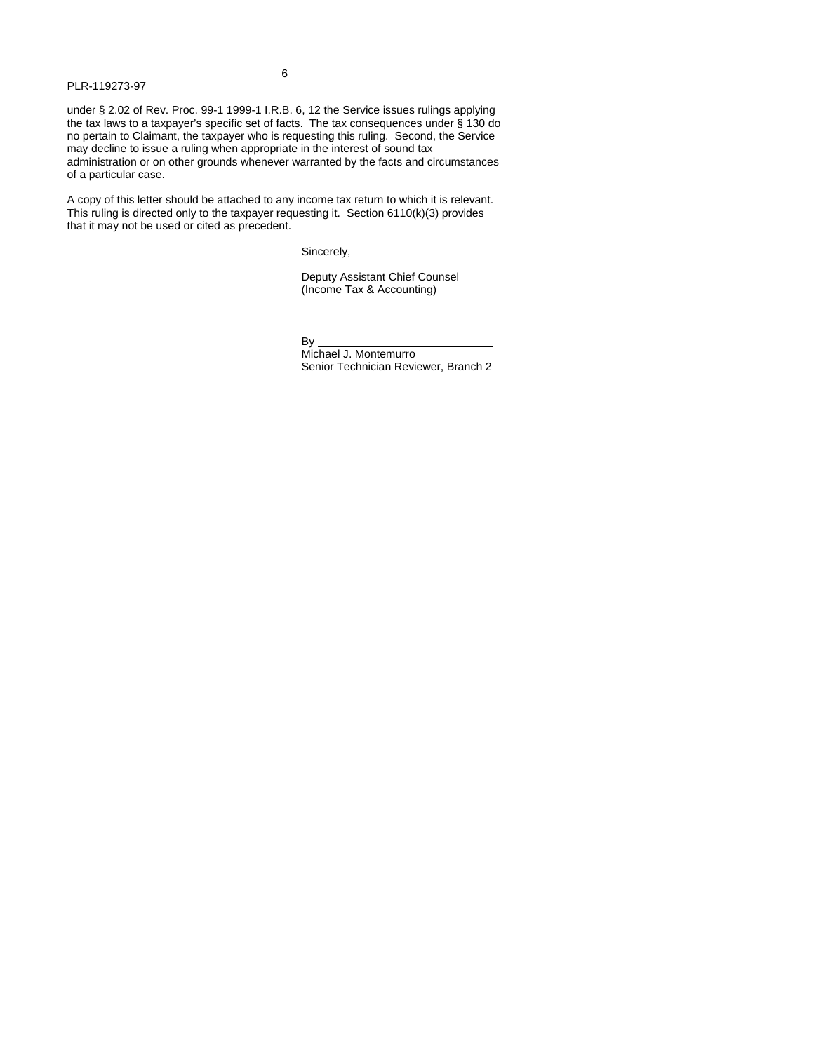under § 2.02 of Rev. Proc. 99-1 1999-1 I.R.B. 6, 12 the Service issues rulings applying the tax laws to a taxpayer's specific set of facts. The tax consequences under § 130 do no pertain to Claimant, the taxpayer who is requesting this ruling. Second, the Service may decline to issue a ruling when appropriate in the interest of sound tax administration or on other grounds whenever warranted by the facts and circumstances of a particular case.

A copy of this letter should be attached to any income tax return to which it is relevant. This ruling is directed only to the taxpayer requesting it. Section 6110(k)(3) provides that it may not be used or cited as precedent.

Sincerely,

Deputy Assistant Chief Counsel
(Income Tax & Accounting)

By ___________________________
Michael J. Montemurro
Senior Technician Reviewer, Branch 2